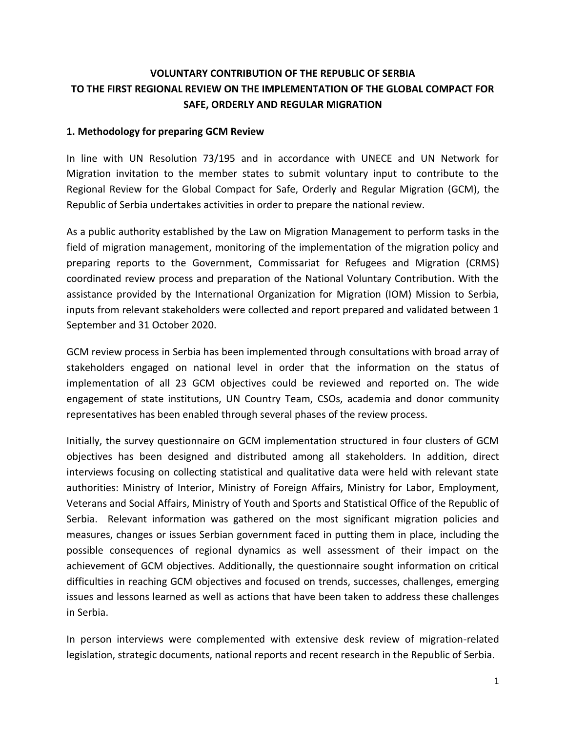# VOLUNTARY CONTRIBUTION OF THE REPUBLIC OF SERBIA TO THE FIRST REGIONAL REVIEW ON THE IMPLEMENTATION OF THE GLOBAL COMPACT FOR SAFE, ORDERLY AND REGULAR MIGRATION

## 1. Methodology for preparing GCM Review

In line with UN Resolution 73/195 and in accordance with UNECE and UN Network for Migration invitation to the member states to submit voluntary input to contribute to the Regional Review for the Global Compact for Safe, Orderly and Regular Migration (GCM), the Republic of Serbia undertakes activities in order to prepare the national review.

As a public authority established by the Law on Migration Management to perform tasks in the field of migration management, monitoring of the implementation of the migration policy and preparing reports to the Government, Commissariat for Refugees and Migration (CRMS) coordinated review process and preparation of the National Voluntary Contribution. With the assistance provided by the International Organization for Migration (IOM) Mission to Serbia, inputs from relevant stakeholders were collected and report prepared and validated between 1 September and 31 October 2020.

GCM review process in Serbia has been implemented through consultations with broad array of stakeholders engaged on national level in order that the information on the status of implementation of all 23 GCM objectives could be reviewed and reported on. The wide engagement of state institutions, UN Country Team, CSOs, academia and donor community representatives has been enabled through several phases of the review process.

Initially, the survey questionnaire on GCM implementation structured in four clusters of GCM objectives has been designed and distributed among all stakeholders. In addition, direct interviews focusing on collecting statistical and qualitative data were held with relevant state authorities: Ministry of Interior, Ministry of Foreign Affairs, Ministry for Labor, Employment, Veterans and Social Affairs, Ministry of Youth and Sports and Statistical Office of the Republic of Serbia. Relevant information was gathered on the most significant migration policies and measures, changes or issues Serbian government faced in putting them in place, including the possible consequences of regional dynamics as well assessment of their impact on the achievement of GCM objectives. Additionally, the questionnaire sought information on critical difficulties in reaching GCM objectives and focused on trends, successes, challenges, emerging issues and lessons learned as well as actions that have been taken to address these challenges in Serbia.

In person interviews were complemented with extensive desk review of migration-related legislation, strategic documents, national reports and recent research in the Republic of Serbia.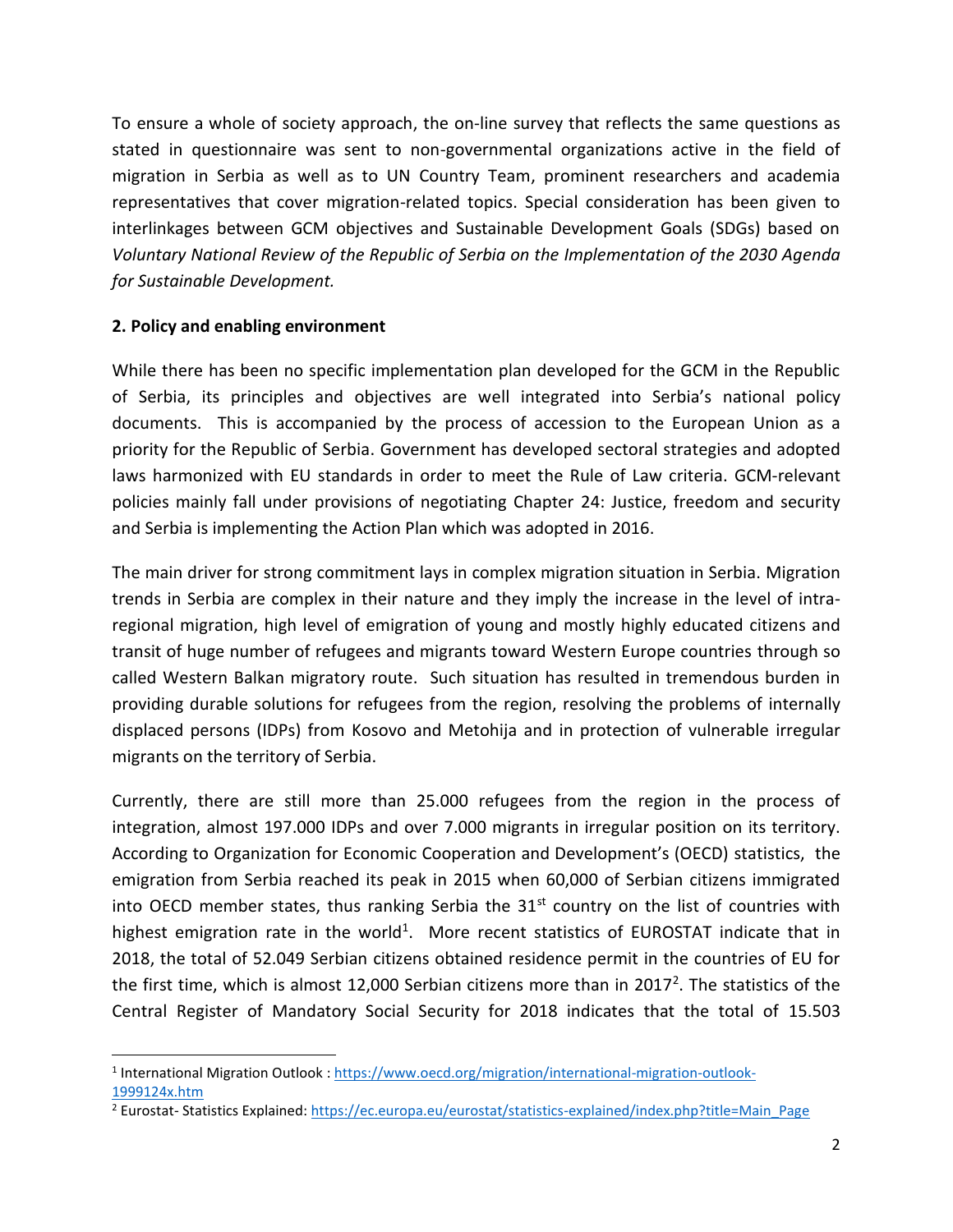To ensure a whole of society approach, the on-line survey that reflects the same questions as stated in questionnaire was sent to non-governmental organizations active in the field of migration in Serbia as well as to UN Country Team, prominent researchers and academia representatives that cover migration-related topics. Special consideration has been given to interlinkages between GCM objectives and Sustainable Development Goals (SDGs) based on *Voluntary National Review of the Republic of Serbia on the Implementation of the 2030 Agenda for Sustainable Development.*

**2. Policy and enabling environment**

While there has been no specific implementation plan developed for the GCM in the Republic of Serbia, its principles and objectives are well integrated into Serbia's national policy documents. This is accompanied by the process of accession to the European Union as a priority for the Republic of Serbia. Government has developed sectoral strategies and adopted laws harmonized with EU standards in order to meet the Rule of Law criteria. GCM-relevant policies mainly fall under provisions of negotiating Chapter 24: Justice, freedom and security and Serbia is implementing the Action Plan which was adopted in 2016.

The main driver for strong commitment lays in complex migration situation in Serbia. Migration trends in Serbia are complex in their nature and they imply the increase in the level of intra-regional migration, high level of emigration of young and mostly highly educated citizens and transit of huge number of refugees and migrants toward Western Europe countries through so called Western Balkan migratory route. Such situation has resulted in tremendous burden in providing durable solutions for refugees from the region, resolving the problems of internally displaced persons (IDPs) from Kosovo and Metohija and in protection of vulnerable irregular migrants on the territory of Serbia.

Currently, there are still more than 25.000 refugees from the region in the process of integration, almost 197.000 IDPs and over 7.000 migrants in irregular position on its territory. According to Organization for Economic Cooperation and Development's (OECD) statistics, the emigration from Serbia reached its peak in 2015 when 60,000 of Serbian citizens immigrated into OECD member states, thus ranking Serbia the 31st country on the list of countries with highest emigration rate in the world[1]. More recent statistics of EUROSTAT indicate that in 2018, the total of 52.049 Serbian citizens obtained residence permit in the countries of EU for the first time, which is almost 12,000 Serbian citizens more than in 2017[2]. The statistics of the Central Register of Mandatory Social Security for 2018 indicates that the total of 15.503

[1] International Migration Outlook : https://www.oecd.org/migration/international-migration-outlook-1999124x.htm

[2] Eurostat- Statistics Explained: https://ec.europa.eu/eurostat/statistics-explained/index.php?title=Main_Page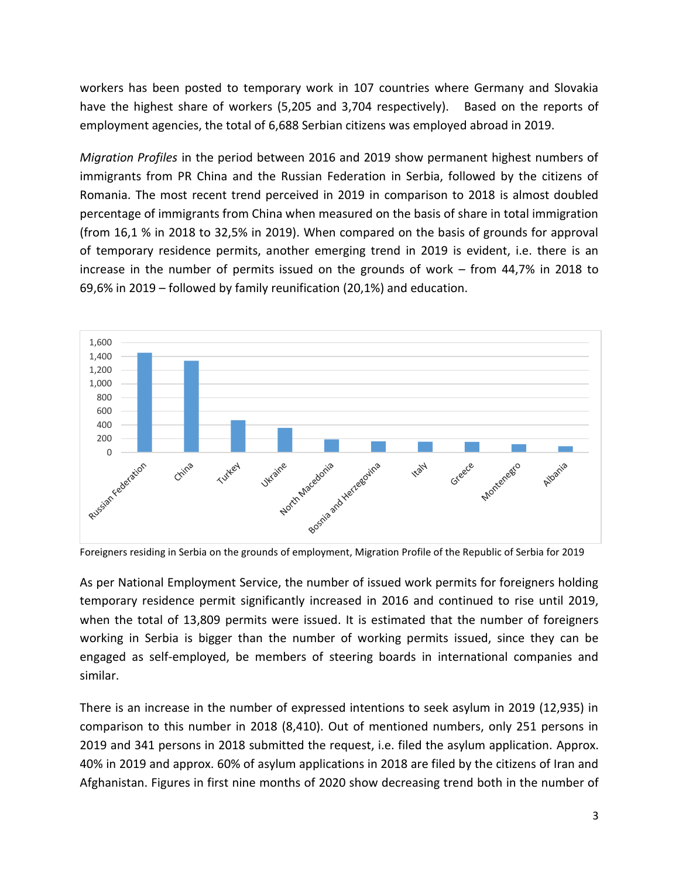workers has been posted to temporary work in 107 countries where Germany and Slovakia have the highest share of workers (5,205 and 3,704 respectively). Based on the reports of employment agencies, the total of 6,688 Serbian citizens was employed abroad in 2019.

*Migration Profiles* in the period between 2016 and 2019 show permanent highest numbers of immigrants from PR China and the Russian Federation in Serbia, followed by the citizens of Romania. The most recent trend perceived in 2019 in comparison to 2018 is almost doubled percentage of immigrants from China when measured on the basis of share in total immigration (from 16,1 % in 2018 to 32,5% in 2019). When compared on the basis of grounds for approval of temporary residence permits, another emerging trend in 2019 is evident, i.e. there is an increase in the number of permits issued on the grounds of work – from 44,7% in 2018 to 69,6% in 2019 – followed by family reunification (20,1%) and education.

Foreigners residing in Serbia on the grounds of employment, Migration Profile of the Republic of Serbia for 2019

As per National Employment Service, the number of issued work permits for foreigners holding temporary residence permit significantly increased in 2016 and continued to rise until 2019, when the total of 13,809 permits were issued. It is estimated that the number of foreigners working in Serbia is bigger than the number of working permits issued, since they can be engaged as self-employed, be members of steering boards in international companies and similar.

There is an increase in the number of expressed intentions to seek asylum in 2019 (12,935) in comparison to this number in 2018 (8,410). Out of mentioned numbers, only 251 persons in 2019 and 341 persons in 2018 submitted the request, i.e. filed the asylum application. Approx. 40% in 2019 and approx. 60% of asylum applications in 2018 are filed by the citizens of Iran and Afghanistan. Figures in first nine months of 2020 show decreasing trend both in the number of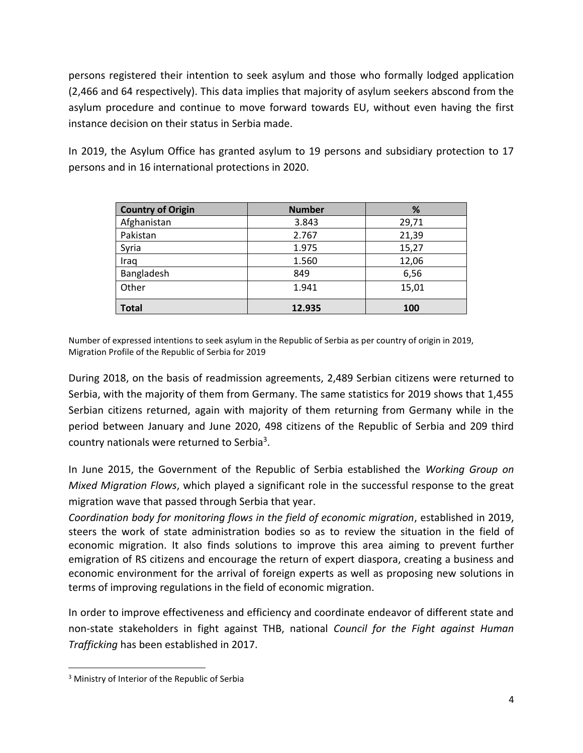persons registered their intention to seek asylum and those who formally lodged application (2,466 and 64 respectively). This data implies that majority of asylum seekers abscond from the asylum procedure and continue to move forward towards EU, without even having the first instance decision on their status in Serbia made.

In 2019, the Asylum Office has granted asylum to 19 persons and subsidiary protection to 17 persons and in 16 international protections in 2020.

| Country of Origin | Number | % |
|---|---|---|
| Afghanistan | 3.843 | 29,71 |
| Pakistan | 2.767 | 21,39 |
| Syria | 1.975 | 15,27 |
| Iraq | 1.560 | 12,06 |
| Bangladesh | 849 | 6,56 |
| Other | 1.941 | 15,01 |
| **Total** | **12.935** | **100** |

Number of expressed intentions to seek asylum in the Republic of Serbia as per country of origin in 2019, Migration Profile of the Republic of Serbia for 2019

During 2018, on the basis of readmission agreements, 2,489 Serbian citizens were returned to Serbia, with the majority of them from Germany. The same statistics for 2019 shows that 1,455 Serbian citizens returned, again with majority of them returning from Germany while in the period between January and June 2020, 498 citizens of the Republic of Serbia and 209 third country nationals were returned to Serbia[3].

In June 2015, the Government of the Republic of Serbia established the *Working Group on Mixed Migration Flows*, which played a significant role in the successful response to the great migration wave that passed through Serbia that year.

*Coordination body for monitoring flows in the field of economic migration*, established in 2019, steers the work of state administration bodies so as to review the situation in the field of economic migration. It also finds solutions to improve this area aiming to prevent further emigration of RS citizens and encourage the return of expert diaspora, creating a business and economic environment for the arrival of foreign experts as well as proposing new solutions in terms of improving regulations in the field of economic migration.

In order to improve effectiveness and efficiency and coordinate endeavor of different state and non-state stakeholders in fight against THB, national *Council for the Fight against Human Trafficking* has been established in 2017.

[3] Ministry of Interior of the Republic of Serbia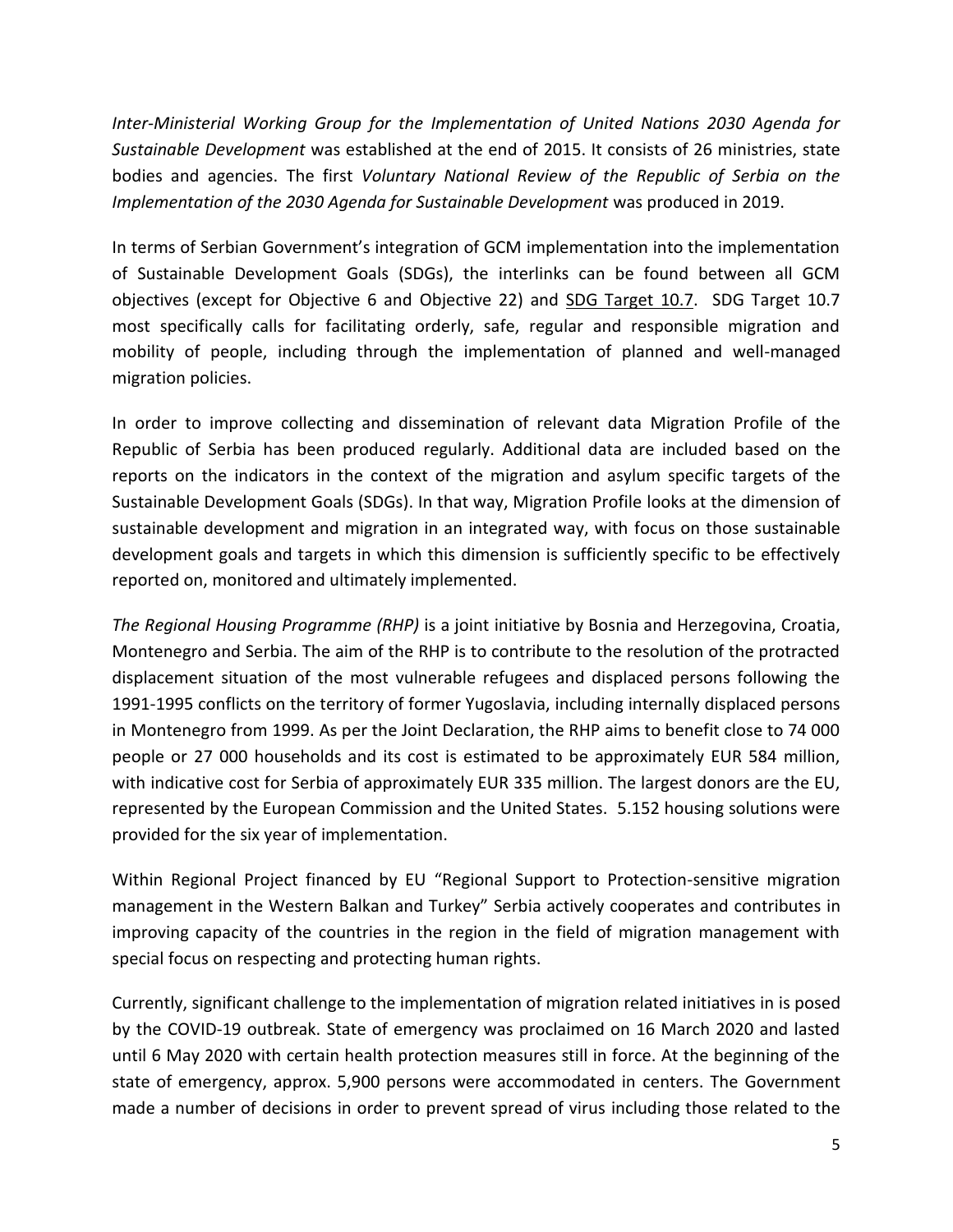*Inter-Ministerial Working Group for the Implementation of United Nations 2030 Agenda for Sustainable Development* was established at the end of 2015. It consists of 26 ministries, state bodies and agencies. The first *Voluntary National Review of the Republic of Serbia on the Implementation of the 2030 Agenda for Sustainable Development* was produced in 2019.

In terms of Serbian Government's integration of GCM implementation into the implementation of Sustainable Development Goals (SDGs), the interlinks can be found between all GCM objectives (except for Objective 6 and Objective 22) and SDG Target 10.7. SDG Target 10.7 most specifically calls for facilitating orderly, safe, regular and responsible migration and mobility of people, including through the implementation of planned and well-managed migration policies.

In order to improve collecting and dissemination of relevant data Migration Profile of the Republic of Serbia has been produced regularly. Additional data are included based on the reports on the indicators in the context of the migration and asylum specific targets of the Sustainable Development Goals (SDGs). In that way, Migration Profile looks at the dimension of sustainable development and migration in an integrated way, with focus on those sustainable development goals and targets in which this dimension is sufficiently specific to be effectively reported on, monitored and ultimately implemented.

*The Regional Housing Programme (RHP)* is a joint initiative by Bosnia and Herzegovina, Croatia, Montenegro and Serbia. The aim of the RHP is to contribute to the resolution of the protracted displacement situation of the most vulnerable refugees and displaced persons following the 1991-1995 conflicts on the territory of former Yugoslavia, including internally displaced persons in Montenegro from 1999. As per the Joint Declaration, the RHP aims to benefit close to 74 000 people or 27 000 households and its cost is estimated to be approximately EUR 584 million, with indicative cost for Serbia of approximately EUR 335 million. The largest donors are the EU, represented by the European Commission and the United States. 5.152 housing solutions were provided for the six year of implementation.

Within Regional Project financed by EU "Regional Support to Protection-sensitive migration management in the Western Balkan and Turkey" Serbia actively cooperates and contributes in improving capacity of the countries in the region in the field of migration management with special focus on respecting and protecting human rights.

Currently, significant challenge to the implementation of migration related initiatives in is posed by the COVID-19 outbreak. State of emergency was proclaimed on 16 March 2020 and lasted until 6 May 2020 with certain health protection measures still in force. At the beginning of the state of emergency, approx. 5,900 persons were accommodated in centers. The Government made a number of decisions in order to prevent spread of virus including those related to the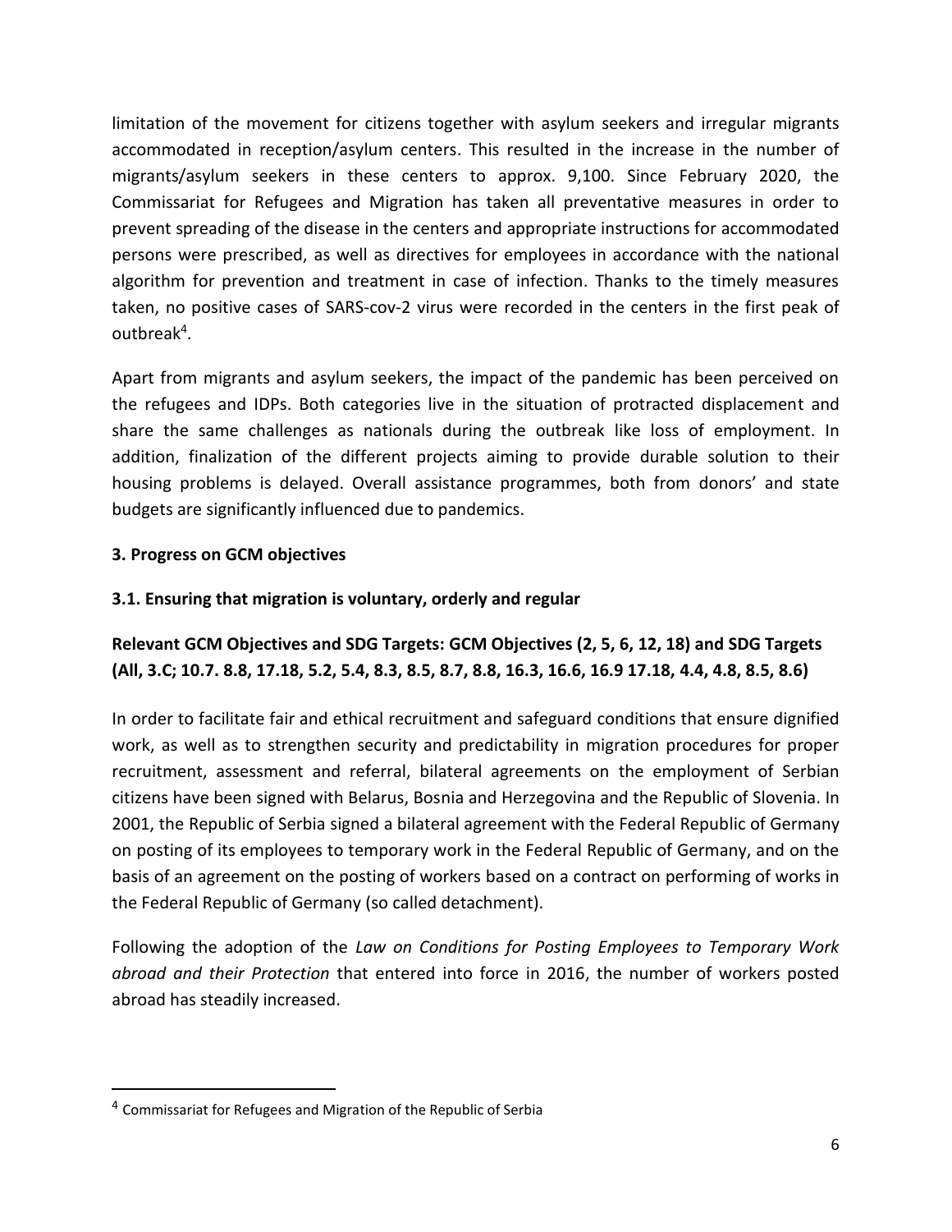limitation of the movement for citizens together with asylum seekers and irregular migrants accommodated in reception/asylum centers. This resulted in the increase in the number of migrants/asylum seekers in these centers to approx. 9,100. Since February 2020, the Commissariat for Refugees and Migration has taken all preventative measures in order to prevent spreading of the disease in the centers and appropriate instructions for accommodated persons were prescribed, as well as directives for employees in accordance with the national algorithm for prevention and treatment in case of infection. Thanks to the timely measures taken, no positive cases of SARS-cov-2 virus were recorded in the centers in the first peak of outbreak[4].

Apart from migrants and asylum seekers, the impact of the pandemic has been perceived on the refugees and IDPs. Both categories live in the situation of protracted displacement and share the same challenges as nationals during the outbreak like loss of employment. In addition, finalization of the different projects aiming to provide durable solution to their housing problems is delayed. Overall assistance programmes, both from donors' and state budgets are significantly influenced due to pandemics.

## 3. Progress on GCM objectives

### 3.1. Ensuring that migration is voluntary, orderly and regular

### Relevant GCM Objectives and SDG Targets: GCM Objectives (2, 5, 6, 12, 18) and SDG Targets (All, 3.C; 10.7. 8.8, 17.18, 5.2, 5.4, 8.3, 8.5, 8.7, 8.8, 16.3, 16.6, 16.9 17.18, 4.4, 4.8, 8.5, 8.6)

In order to facilitate fair and ethical recruitment and safeguard conditions that ensure dignified work, as well as to strengthen security and predictability in migration procedures for proper recruitment, assessment and referral, bilateral agreements on the employment of Serbian citizens have been signed with Belarus, Bosnia and Herzegovina and the Republic of Slovenia. In 2001, the Republic of Serbia signed a bilateral agreement with the Federal Republic of Germany on posting of its employees to temporary work in the Federal Republic of Germany, and on the basis of an agreement on the posting of workers based on a contract on performing of works in the Federal Republic of Germany (so called detachment).

Following the adoption of the *Law on Conditions for Posting Employees to Temporary Work abroad and their Protection* that entered into force in 2016, the number of workers posted abroad has steadily increased.

[4] Commissariat for Refugees and Migration of the Republic of Serbia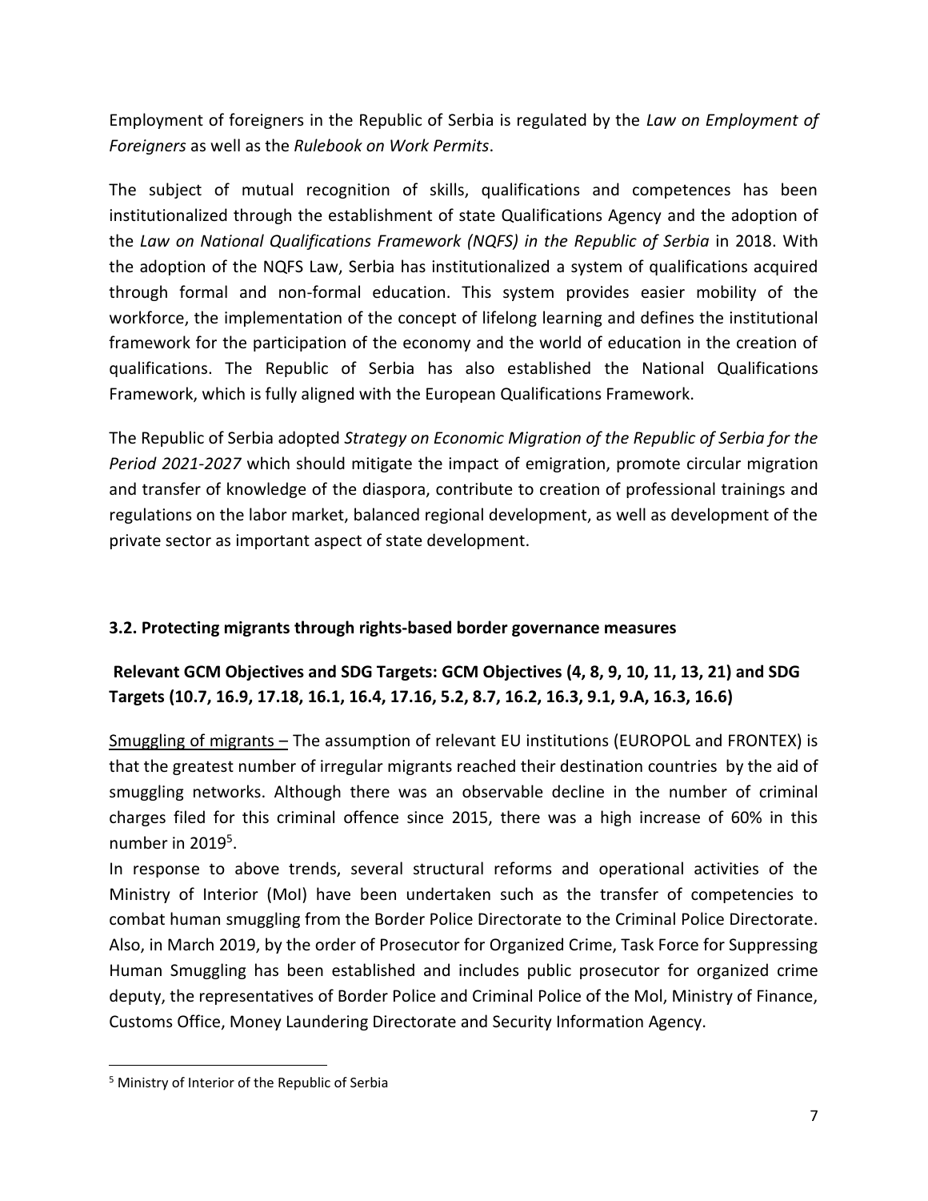Employment of foreigners in the Republic of Serbia is regulated by the *Law on Employment of Foreigners* as well as the *Rulebook on Work Permits*.

The subject of mutual recognition of skills, qualifications and competences has been institutionalized through the establishment of state Qualifications Agency and the adoption of the *Law on National Qualifications Framework (NQFS) in the Republic of Serbia* in 2018. With the adoption of the NQFS Law, Serbia has institutionalized a system of qualifications acquired through formal and non-formal education. This system provides easier mobility of the workforce, the implementation of the concept of lifelong learning and defines the institutional framework for the participation of the economy and the world of education in the creation of qualifications. The Republic of Serbia has also established the National Qualifications Framework, which is fully aligned with the European Qualifications Framework.

The Republic of Serbia adopted *Strategy on Economic Migration of the Republic of Serbia for the Period 2021-2027* which should mitigate the impact of emigration, promote circular migration and transfer of knowledge of the diaspora, contribute to creation of professional trainings and regulations on the labor market, balanced regional development, as well as development of the private sector as important aspect of state development.

### 3.2. Protecting migrants through rights-based border governance measures

**Relevant GCM Objectives and SDG Targets: GCM Objectives (4, 8, 9, 10, 11, 13, 21) and SDG Targets (10.7, 16.9, 17.18, 16.1, 16.4, 17.16, 5.2, 8.7, 16.2, 16.3, 9.1, 9.A, 16.3, 16.6)**

<u>Smuggling of migrants –</u> The assumption of relevant EU institutions (EUROPOL and FRONTEX) is that the greatest number of irregular migrants reached their destination countries by the aid of smuggling networks. Although there was an observable decline in the number of criminal charges filed for this criminal offence since 2015, there was a high increase of 60% in this number in 2019[5].

In response to above trends, several structural reforms and operational activities of the Ministry of Interior (MoI) have been undertaken such as the transfer of competencies to combat human smuggling from the Border Police Directorate to the Criminal Police Directorate. Also, in March 2019, by the order of Prosecutor for Organized Crime, Task Force for Suppressing Human Smuggling has been established and includes public prosecutor for organized crime deputy, the representatives of Border Police and Criminal Police of the MoI, Ministry of Finance, Customs Office, Money Laundering Directorate and Security Information Agency.

[5] Ministry of Interior of the Republic of Serbia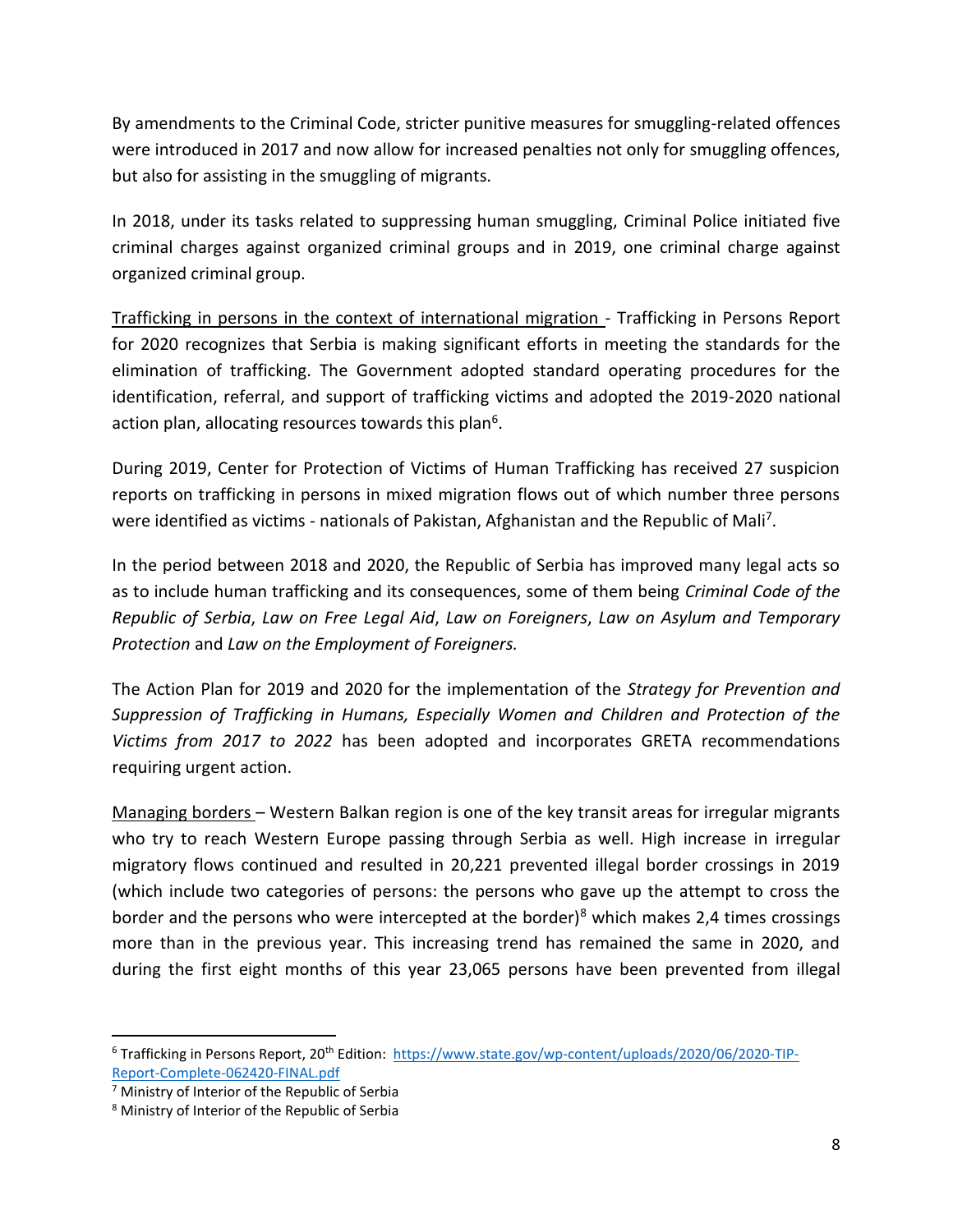By amendments to the Criminal Code, stricter punitive measures for smuggling-related offences were introduced in 2017 and now allow for increased penalties not only for smuggling offences, but also for assisting in the smuggling of migrants.

In 2018, under its tasks related to suppressing human smuggling, Criminal Police initiated five criminal charges against organized criminal groups and in 2019, one criminal charge against organized criminal group.

Trafficking in persons in the context of international migration - Trafficking in Persons Report for 2020 recognizes that Serbia is making significant efforts in meeting the standards for the elimination of trafficking. The Government adopted standard operating procedures for the identification, referral, and support of trafficking victims and adopted the 2019-2020 national action plan, allocating resources towards this plan[6].

During 2019, Center for Protection of Victims of Human Trafficking has received 27 suspicion reports on trafficking in persons in mixed migration flows out of which number three persons were identified as victims - nationals of Pakistan, Afghanistan and the Republic of Mali[7].

In the period between 2018 and 2020, the Republic of Serbia has improved many legal acts so as to include human trafficking and its consequences, some of them being *Criminal Code of the Republic of Serbia*, *Law on Free Legal Aid*, *Law on Foreigners*, *Law on Asylum and Temporary Protection* and *Law on the Employment of Foreigners.*

The Action Plan for 2019 and 2020 for the implementation of the *Strategy for Prevention and Suppression of Trafficking in Humans, Especially Women and Children and Protection of the Victims from 2017 to 2022* has been adopted and incorporates GRETA recommendations requiring urgent action.

Managing borders – Western Balkan region is one of the key transit areas for irregular migrants who try to reach Western Europe passing through Serbia as well. High increase in irregular migratory flows continued and resulted in 20,221 prevented illegal border crossings in 2019 (which include two categories of persons: the persons who gave up the attempt to cross the border and the persons who were intercepted at the border)[8] which makes 2,4 times crossings more than in the previous year. This increasing trend has remained the same in 2020, and during the first eight months of this year 23,065 persons have been prevented from illegal

---

[6] Trafficking in Persons Report, 20th Edition: https://www.state.gov/wp-content/uploads/2020/06/2020-TIP-Report-Complete-062420-FINAL.pdf

[7] Ministry of Interior of the Republic of Serbia

[8] Ministry of Interior of the Republic of Serbia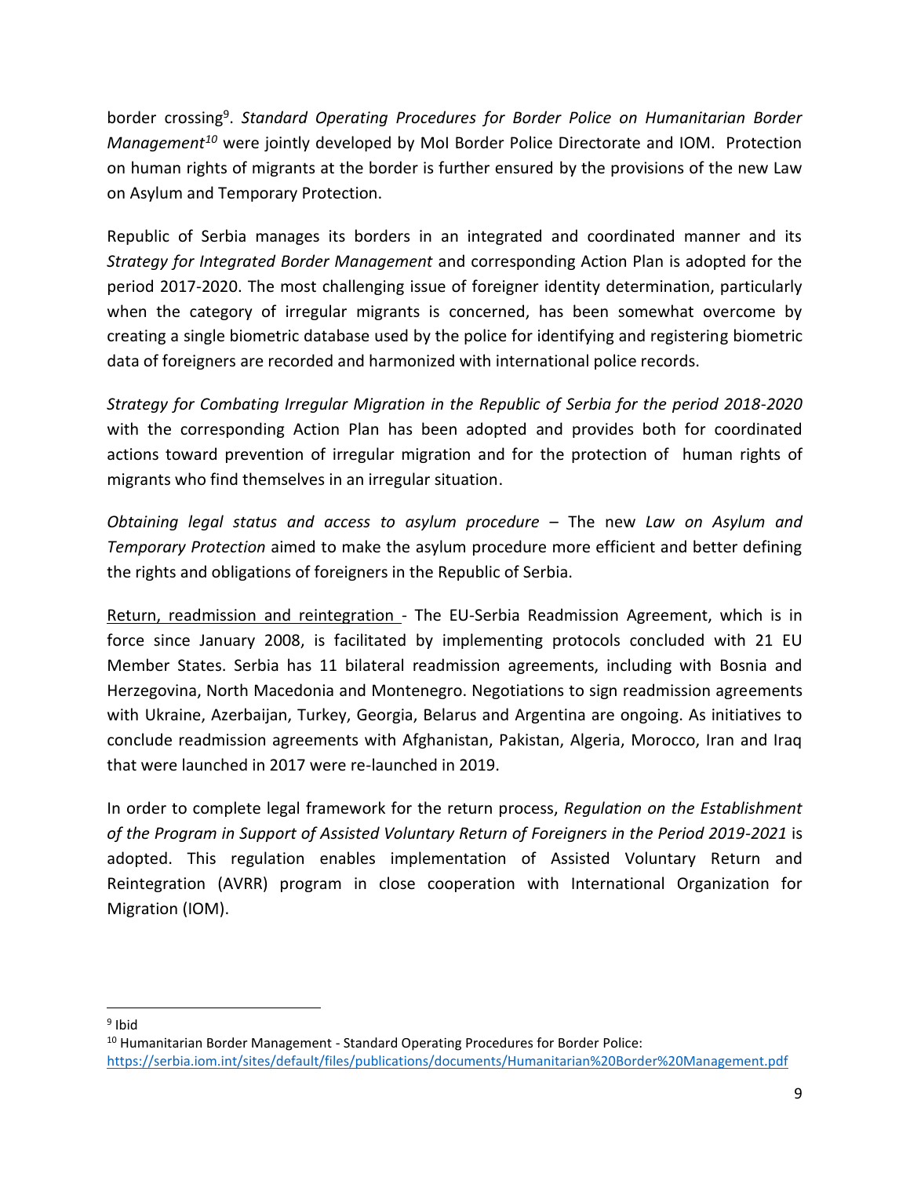border crossing[9]. *Standard Operating Procedures for Border Police on Humanitarian Border Management*[10] were jointly developed by MoI Border Police Directorate and IOM. Protection on human rights of migrants at the border is further ensured by the provisions of the new Law on Asylum and Temporary Protection.

Republic of Serbia manages its borders in an integrated and coordinated manner and its *Strategy for Integrated Border Management* and corresponding Action Plan is adopted for the period 2017-2020. The most challenging issue of foreigner identity determination, particularly when the category of irregular migrants is concerned, has been somewhat overcome by creating a single biometric database used by the police for identifying and registering biometric data of foreigners are recorded and harmonized with international police records.

*Strategy for Combating Irregular Migration in the Republic of Serbia for the period 2018-2020* with the corresponding Action Plan has been adopted and provides both for coordinated actions toward prevention of irregular migration and for the protection of human rights of migrants who find themselves in an irregular situation.

*Obtaining legal status and access to asylum procedure* – The new *Law on Asylum and Temporary Protection* aimed to make the asylum procedure more efficient and better defining the rights and obligations of foreigners in the Republic of Serbia.

<u>Return, readmission and reintegration</u> - The EU-Serbia Readmission Agreement, which is in force since January 2008, is facilitated by implementing protocols concluded with 21 EU Member States. Serbia has 11 bilateral readmission agreements, including with Bosnia and Herzegovina, North Macedonia and Montenegro. Negotiations to sign readmission agreements with Ukraine, Azerbaijan, Turkey, Georgia, Belarus and Argentina are ongoing. As initiatives to conclude readmission agreements with Afghanistan, Pakistan, Algeria, Morocco, Iran and Iraq that were launched in 2017 were re-launched in 2019.

In order to complete legal framework for the return process, *Regulation on the Establishment of the Program in Support of Assisted Voluntary Return of Foreigners in the Period 2019-2021* is adopted. This regulation enables implementation of Assisted Voluntary Return and Reintegration (AVRR) program in close cooperation with International Organization for Migration (IOM).

---

[9] Ibid

[10] Humanitarian Border Management - Standard Operating Procedures for Border Police: https://serbia.iom.int/sites/default/files/publications/documents/Humanitarian%20Border%20Management.pdf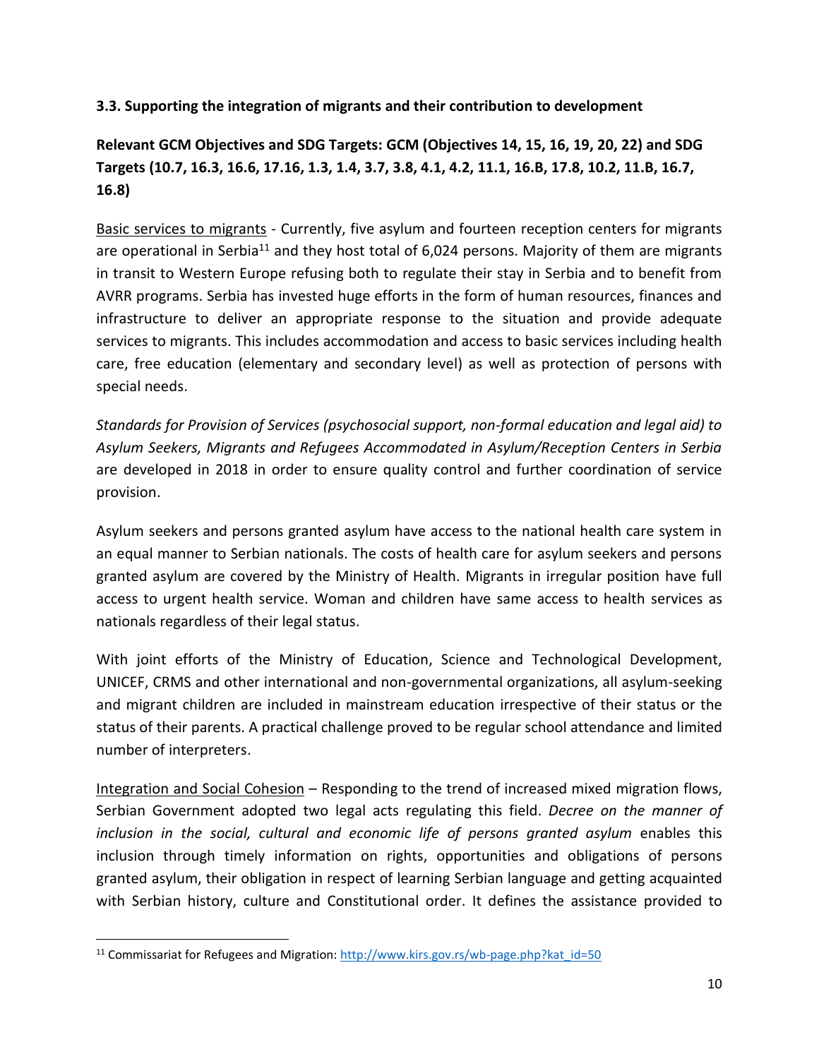### 3.3. Supporting the integration of migrants and their contribution to development

**Relevant GCM Objectives and SDG Targets: GCM (Objectives 14, 15, 16, 19, 20, 22) and SDG Targets (10.7, 16.3, 16.6, 17.16, 1.3, 1.4, 3.7, 3.8, 4.1, 4.2, 11.1, 16.B, 17.8, 10.2, 11.B, 16.7, 16.8)**

Basic services to migrants - Currently, five asylum and fourteen reception centers for migrants are operational in Serbia[11] and they host total of 6,024 persons. Majority of them are migrants in transit to Western Europe refusing both to regulate their stay in Serbia and to benefit from AVRR programs. Serbia has invested huge efforts in the form of human resources, finances and infrastructure to deliver an appropriate response to the situation and provide adequate services to migrants. This includes accommodation and access to basic services including health care, free education (elementary and secondary level) as well as protection of persons with special needs.

*Standards for Provision of Services (psychosocial support, non-formal education and legal aid) to Asylum Seekers, Migrants and Refugees Accommodated in Asylum/Reception Centers in Serbia* are developed in 2018 in order to ensure quality control and further coordination of service provision.

Asylum seekers and persons granted asylum have access to the national health care system in an equal manner to Serbian nationals. The costs of health care for asylum seekers and persons granted asylum are covered by the Ministry of Health. Migrants in irregular position have full access to urgent health service. Woman and children have same access to health services as nationals regardless of their legal status.

With joint efforts of the Ministry of Education, Science and Technological Development, UNICEF, CRMS and other international and non-governmental organizations, all asylum-seeking and migrant children are included in mainstream education irrespective of their status or the status of their parents. A practical challenge proved to be regular school attendance and limited number of interpreters.

Integration and Social Cohesion – Responding to the trend of increased mixed migration flows, Serbian Government adopted two legal acts regulating this field. *Decree on the manner of inclusion in the social, cultural and economic life of persons granted asylum* enables this inclusion through timely information on rights, opportunities and obligations of persons granted asylum, their obligation in respect of learning Serbian language and getting acquainted with Serbian history, culture and Constitutional order. It defines the assistance provided to

[11] Commissariat for Refugees and Migration: http://www.kirs.gov.rs/wb-page.php?kat_id=50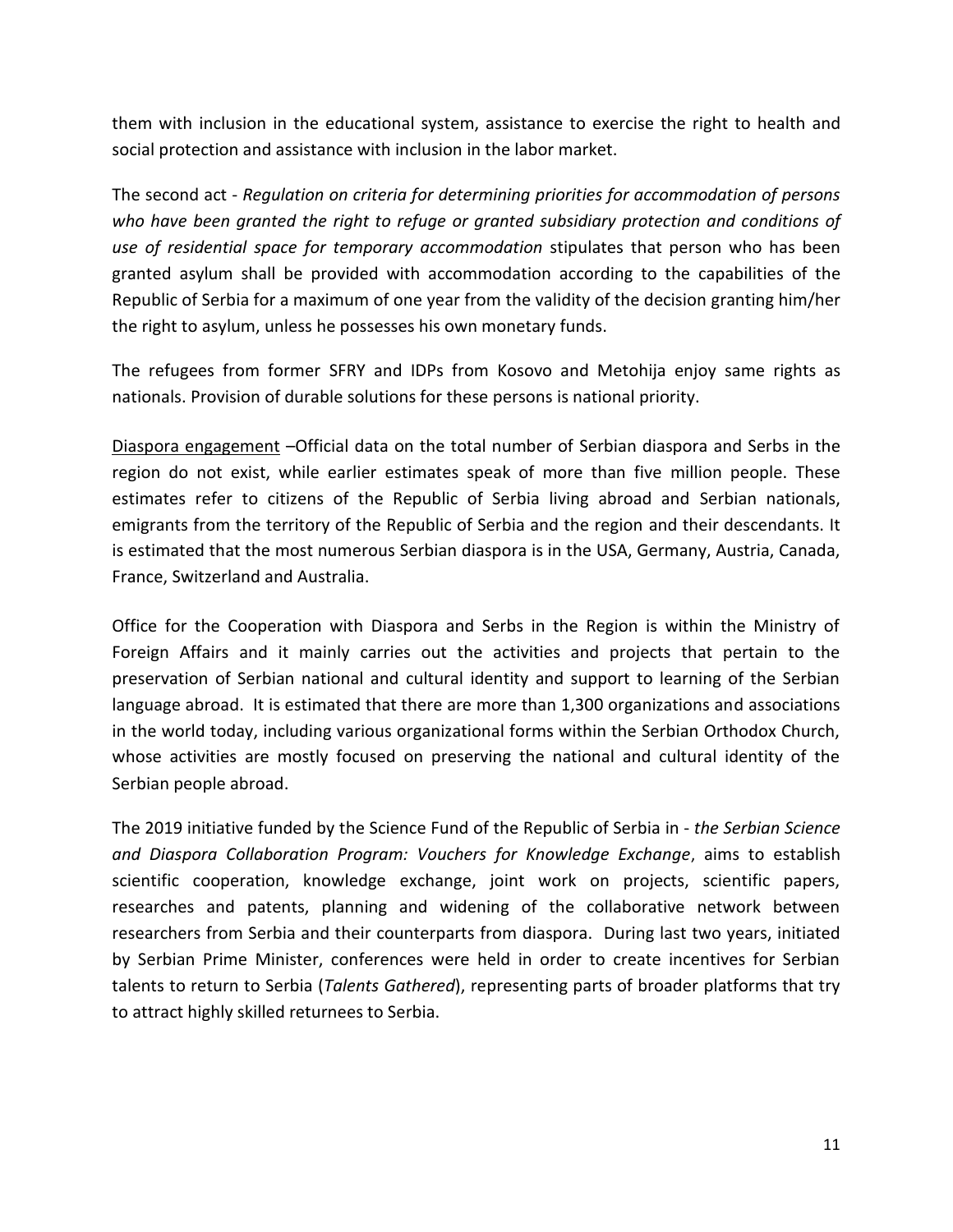them with inclusion in the educational system, assistance to exercise the right to health and social protection and assistance with inclusion in the labor market.

The second act - *Regulation on criteria for determining priorities for accommodation of persons who have been granted the right to refuge or granted subsidiary protection and conditions of use of residential space for temporary accommodation* stipulates that person who has been granted asylum shall be provided with accommodation according to the capabilities of the Republic of Serbia for a maximum of one year from the validity of the decision granting him/her the right to asylum, unless he possesses his own monetary funds.

The refugees from former SFRY and IDPs from Kosovo and Metohija enjoy same rights as nationals. Provision of durable solutions for these persons is national priority.

<u>Diaspora engagement</u> –Official data on the total number of Serbian diaspora and Serbs in the region do not exist, while earlier estimates speak of more than five million people. These estimates refer to citizens of the Republic of Serbia living abroad and Serbian nationals, emigrants from the territory of the Republic of Serbia and the region and their descendants. It is estimated that the most numerous Serbian diaspora is in the USA, Germany, Austria, Canada, France, Switzerland and Australia.

Office for the Cooperation with Diaspora and Serbs in the Region is within the Ministry of Foreign Affairs and it mainly carries out the activities and projects that pertain to the preservation of Serbian national and cultural identity and support to learning of the Serbian language abroad. It is estimated that there are more than 1,300 organizations and associations in the world today, including various organizational forms within the Serbian Orthodox Church, whose activities are mostly focused on preserving the national and cultural identity of the Serbian people abroad.

The 2019 initiative funded by the Science Fund of the Republic of Serbia in - *the Serbian Science and Diaspora Collaboration Program: Vouchers for Knowledge Exchange*, aims to establish scientific cooperation, knowledge exchange, joint work on projects, scientific papers, researches and patents, planning and widening of the collaborative network between researchers from Serbia and their counterparts from diaspora. During last two years, initiated by Serbian Prime Minister, conferences were held in order to create incentives for Serbian talents to return to Serbia (*Talents Gathered*), representing parts of broader platforms that try to attract highly skilled returnees to Serbia.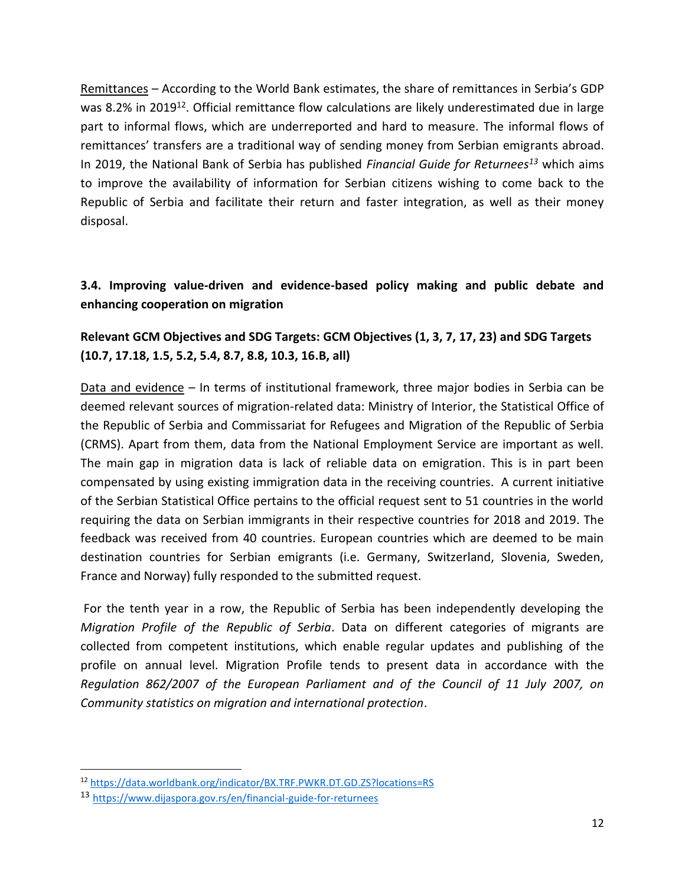Remittances – According to the World Bank estimates, the share of remittances in Serbia's GDP was 8.2% in 2019[12]. Official remittance flow calculations are likely underestimated due in large part to informal flows, which are underreported and hard to measure. The informal flows of remittances' transfers are a traditional way of sending money from Serbian emigrants abroad. In 2019, the National Bank of Serbia has published *Financial Guide for Returnees*[13] which aims to improve the availability of information for Serbian citizens wishing to come back to the Republic of Serbia and facilitate their return and faster integration, as well as their money disposal.

### 3.4. Improving value-driven and evidence-based policy making and public debate and enhancing cooperation on migration

**Relevant GCM Objectives and SDG Targets: GCM Objectives (1, 3, 7, 17, 23) and SDG Targets (10.7, 17.18, 1.5, 5.2, 5.4, 8.7, 8.8, 10.3, 16.B, all)**

Data and evidence – In terms of institutional framework, three major bodies in Serbia can be deemed relevant sources of migration-related data: Ministry of Interior, the Statistical Office of the Republic of Serbia and Commissariat for Refugees and Migration of the Republic of Serbia (CRMS). Apart from them, data from the National Employment Service are important as well. The main gap in migration data is lack of reliable data on emigration. This is in part been compensated by using existing immigration data in the receiving countries. A current initiative of the Serbian Statistical Office pertains to the official request sent to 51 countries in the world requiring the data on Serbian immigrants in their respective countries for 2018 and 2019. The feedback was received from 40 countries. European countries which are deemed to be main destination countries for Serbian emigrants (i.e. Germany, Switzerland, Slovenia, Sweden, France and Norway) fully responded to the submitted request.

For the tenth year in a row, the Republic of Serbia has been independently developing the *Migration Profile of the Republic of Serbia*. Data on different categories of migrants are collected from competent institutions, which enable regular updates and publishing of the profile on annual level. Migration Profile tends to present data in accordance with the *Regulation 862/2007 of the European Parliament and of the Council of 11 July 2007, on Community statistics on migration and international protection*.

---

[12] https://data.worldbank.org/indicator/BX.TRF.PWKR.DT.GD.ZS?locations=RS

[13] https://www.dijaspora.gov.rs/en/financial-guide-for-returnees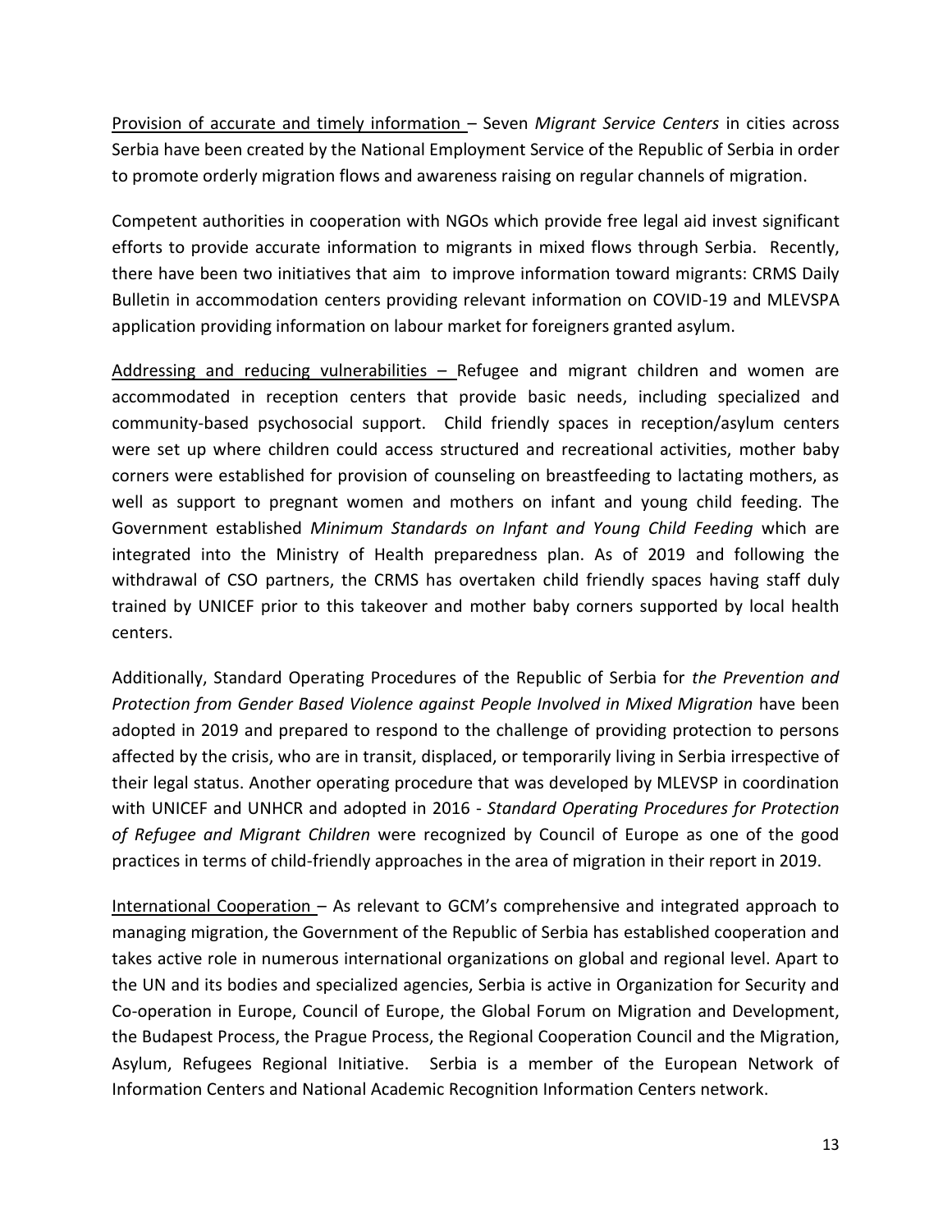Provision of accurate and timely information – Seven *Migrant Service Centers* in cities across Serbia have been created by the National Employment Service of the Republic of Serbia in order to promote orderly migration flows and awareness raising on regular channels of migration.

Competent authorities in cooperation with NGOs which provide free legal aid invest significant efforts to provide accurate information to migrants in mixed flows through Serbia. Recently, there have been two initiatives that aim to improve information toward migrants: CRMS Daily Bulletin in accommodation centers providing relevant information on COVID-19 and MLEVSPA application providing information on labour market for foreigners granted asylum.

Addressing and reducing vulnerabilities – Refugee and migrant children and women are accommodated in reception centers that provide basic needs, including specialized and community-based psychosocial support. Child friendly spaces in reception/asylum centers were set up where children could access structured and recreational activities, mother baby corners were established for provision of counseling on breastfeeding to lactating mothers, as well as support to pregnant women and mothers on infant and young child feeding. The Government established *Minimum Standards on Infant and Young Child Feeding* which are integrated into the Ministry of Health preparedness plan. As of 2019 and following the withdrawal of CSO partners, the CRMS has overtaken child friendly spaces having staff duly trained by UNICEF prior to this takeover and mother baby corners supported by local health centers.

Additionally, Standard Operating Procedures of the Republic of Serbia for *the Prevention and Protection from Gender Based Violence against People Involved in Mixed Migration* have been adopted in 2019 and prepared to respond to the challenge of providing protection to persons affected by the crisis, who are in transit, displaced, or temporarily living in Serbia irrespective of their legal status. Another operating procedure that was developed by MLEVSP in coordination with UNICEF and UNHCR and adopted in 2016 - *Standard Operating Procedures for Protection of Refugee and Migrant Children* were recognized by Council of Europe as one of the good practices in terms of child-friendly approaches in the area of migration in their report in 2019.

International Cooperation – As relevant to GCM's comprehensive and integrated approach to managing migration, the Government of the Republic of Serbia has established cooperation and takes active role in numerous international organizations on global and regional level. Apart to the UN and its bodies and specialized agencies, Serbia is active in Organization for Security and Co-operation in Europe, Council of Europe, the Global Forum on Migration and Development, the Budapest Process, the Prague Process, the Regional Cooperation Council and the Migration, Asylum, Refugees Regional Initiative. Serbia is a member of the European Network of Information Centers and National Academic Recognition Information Centers network.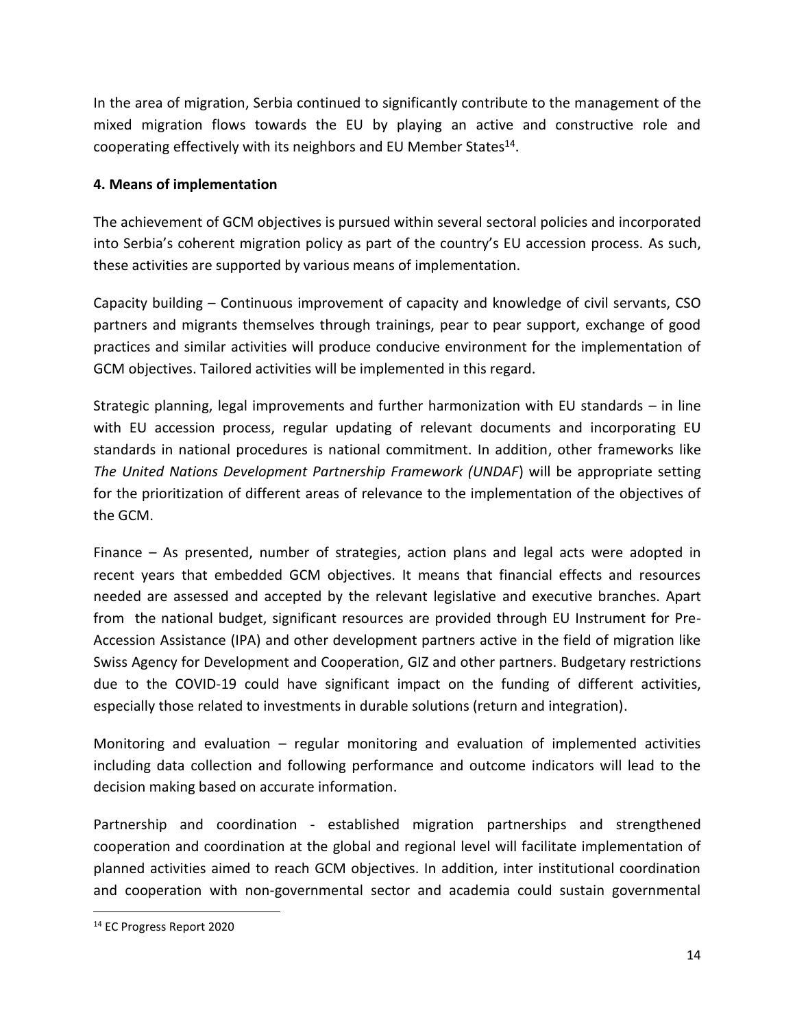In the area of migration, Serbia continued to significantly contribute to the management of the mixed migration flows towards the EU by playing an active and constructive role and cooperating effectively with its neighbors and EU Member States[14].

## 4. Means of implementation

The achievement of GCM objectives is pursued within several sectoral policies and incorporated into Serbia's coherent migration policy as part of the country's EU accession process. As such, these activities are supported by various means of implementation.

Capacity building – Continuous improvement of capacity and knowledge of civil servants, CSO partners and migrants themselves through trainings, pear to pear support, exchange of good practices and similar activities will produce conducive environment for the implementation of GCM objectives. Tailored activities will be implemented in this regard.

Strategic planning, legal improvements and further harmonization with EU standards – in line with EU accession process, regular updating of relevant documents and incorporating EU standards in national procedures is national commitment. In addition, other frameworks like *The United Nations Development Partnership Framework (UNDAF*) will be appropriate setting for the prioritization of different areas of relevance to the implementation of the objectives of the GCM.

Finance – As presented, number of strategies, action plans and legal acts were adopted in recent years that embedded GCM objectives. It means that financial effects and resources needed are assessed and accepted by the relevant legislative and executive branches. Apart from the national budget, significant resources are provided through EU Instrument for Pre-Accession Assistance (IPA) and other development partners active in the field of migration like Swiss Agency for Development and Cooperation, GIZ and other partners. Budgetary restrictions due to the COVID-19 could have significant impact on the funding of different activities, especially those related to investments in durable solutions (return and integration).

Monitoring and evaluation – regular monitoring and evaluation of implemented activities including data collection and following performance and outcome indicators will lead to the decision making based on accurate information.

Partnership and coordination - established migration partnerships and strengthened cooperation and coordination at the global and regional level will facilitate implementation of planned activities aimed to reach GCM objectives. In addition, inter institutional coordination and cooperation with non-governmental sector and academia could sustain governmental

[14] EC Progress Report 2020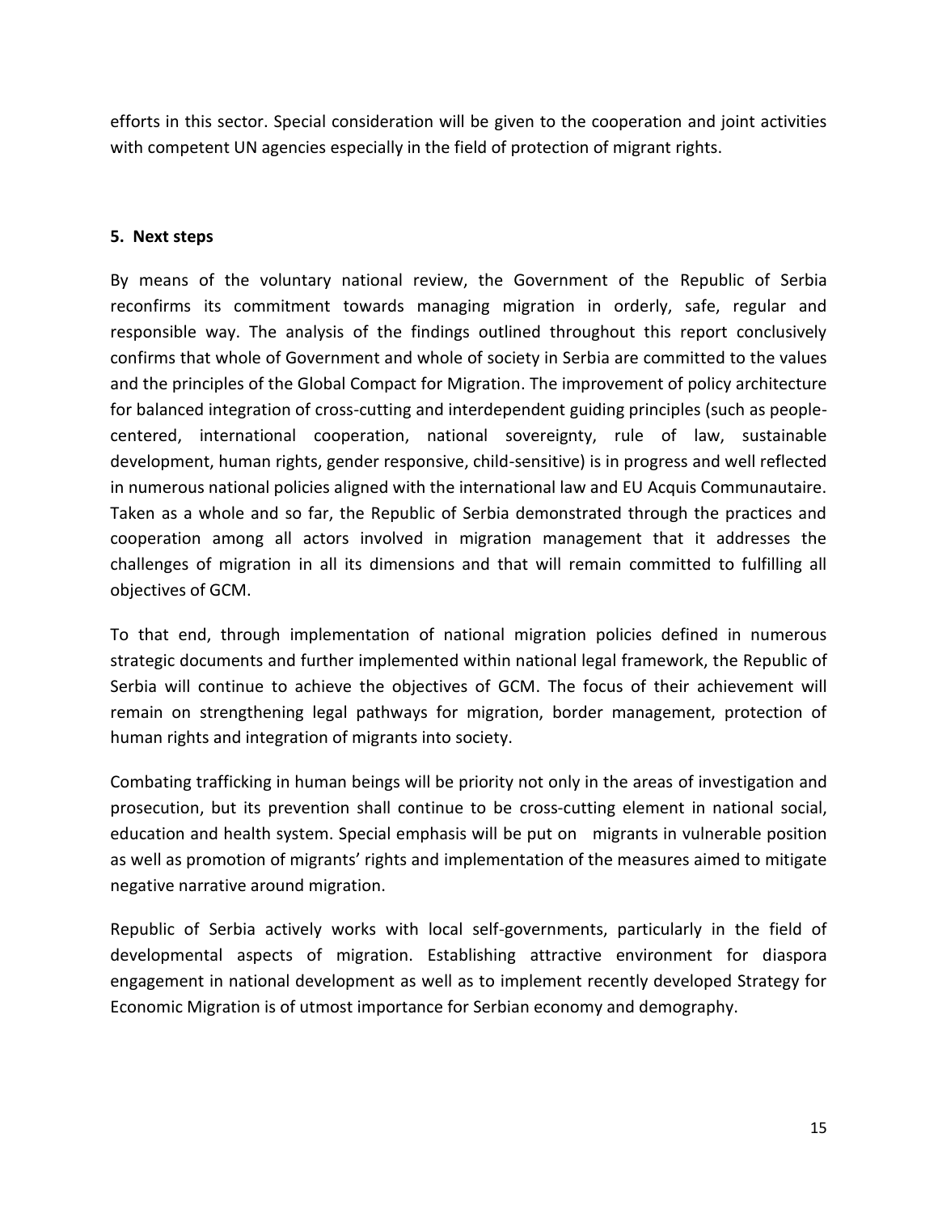efforts in this sector. Special consideration will be given to the cooperation and joint activities with competent UN agencies especially in the field of protection of migrant rights.

## 5. Next steps

By means of the voluntary national review, the Government of the Republic of Serbia reconfirms its commitment towards managing migration in orderly, safe, regular and responsible way. The analysis of the findings outlined throughout this report conclusively confirms that whole of Government and whole of society in Serbia are committed to the values and the principles of the Global Compact for Migration. The improvement of policy architecture for balanced integration of cross-cutting and interdependent guiding principles (such as people-centered, international cooperation, national sovereignty, rule of law, sustainable development, human rights, gender responsive, child-sensitive) is in progress and well reflected in numerous national policies aligned with the international law and EU Acquis Communautaire. Taken as a whole and so far, the Republic of Serbia demonstrated through the practices and cooperation among all actors involved in migration management that it addresses the challenges of migration in all its dimensions and that will remain committed to fulfilling all objectives of GCM.

To that end, through implementation of national migration policies defined in numerous strategic documents and further implemented within national legal framework, the Republic of Serbia will continue to achieve the objectives of GCM. The focus of their achievement will remain on strengthening legal pathways for migration, border management, protection of human rights and integration of migrants into society.

Combating trafficking in human beings will be priority not only in the areas of investigation and prosecution, but its prevention shall continue to be cross-cutting element in national social, education and health system. Special emphasis will be put on migrants in vulnerable position as well as promotion of migrants' rights and implementation of the measures aimed to mitigate negative narrative around migration.

Republic of Serbia actively works with local self-governments, particularly in the field of developmental aspects of migration. Establishing attractive environment for diaspora engagement in national development as well as to implement recently developed Strategy for Economic Migration is of utmost importance for Serbian economy and demography.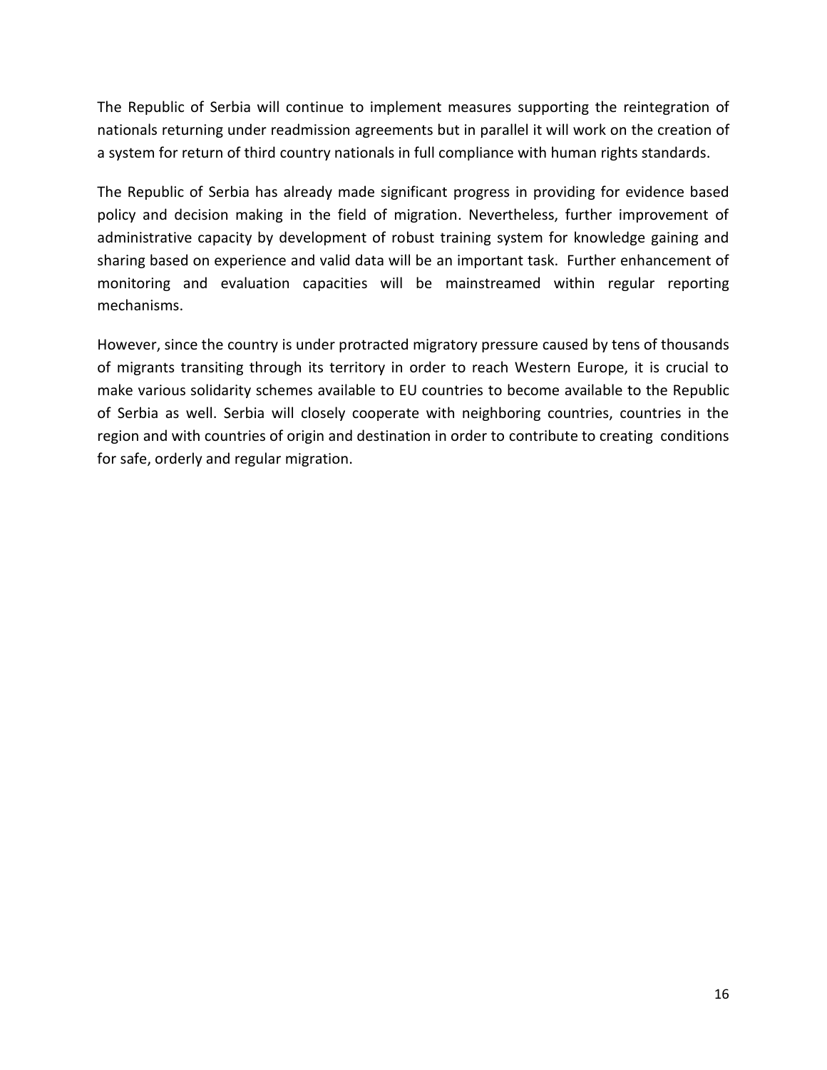The Republic of Serbia will continue to implement measures supporting the reintegration of nationals returning under readmission agreements but in parallel it will work on the creation of a system for return of third country nationals in full compliance with human rights standards.

The Republic of Serbia has already made significant progress in providing for evidence based policy and decision making in the field of migration. Nevertheless, further improvement of administrative capacity by development of robust training system for knowledge gaining and sharing based on experience and valid data will be an important task. Further enhancement of monitoring and evaluation capacities will be mainstreamed within regular reporting mechanisms.

However, since the country is under protracted migratory pressure caused by tens of thousands of migrants transiting through its territory in order to reach Western Europe, it is crucial to make various solidarity schemes available to EU countries to become available to the Republic of Serbia as well. Serbia will closely cooperate with neighboring countries, countries in the region and with countries of origin and destination in order to contribute to creating conditions for safe, orderly and regular migration.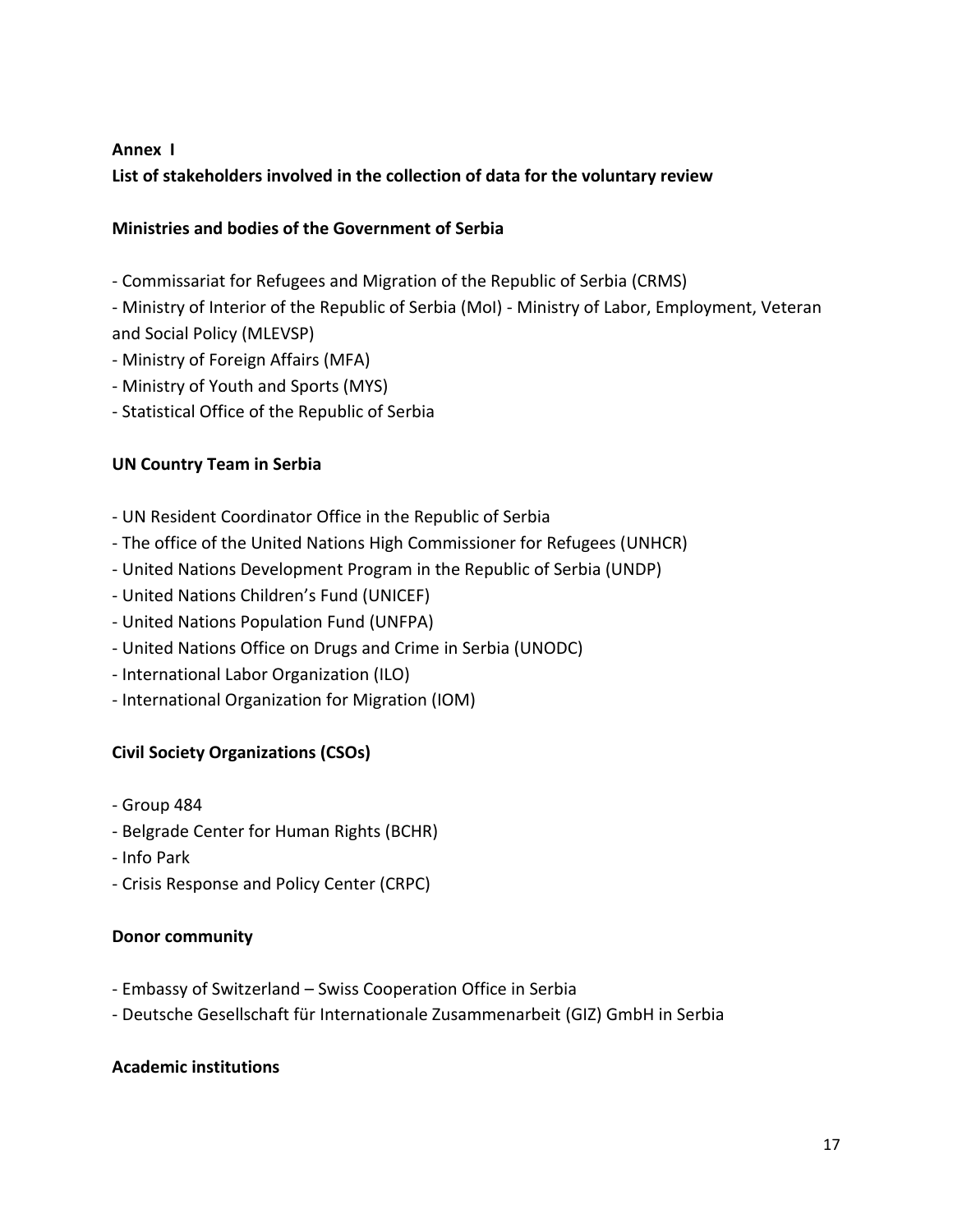## Annex I

## List of stakeholders involved in the collection of data for the voluntary review

### Ministries and bodies of the Government of Serbia

- Commissariat for Refugees and Migration of the Republic of Serbia (CRMS)
- Ministry of Interior of the Republic of Serbia (MoI) - Ministry of Labor, Employment, Veteran and Social Policy (MLEVSP)
- Ministry of Foreign Affairs (MFA)
- Ministry of Youth and Sports (MYS)
- Statistical Office of the Republic of Serbia

### UN Country Team in Serbia

- UN Resident Coordinator Office in the Republic of Serbia
- The office of the United Nations High Commissioner for Refugees (UNHCR)
- United Nations Development Program in the Republic of Serbia (UNDP)
- United Nations Children's Fund (UNICEF)
- United Nations Population Fund (UNFPA)
- United Nations Office on Drugs and Crime in Serbia (UNODC)
- International Labor Organization (ILO)
- International Organization for Migration (IOM)

### Civil Society Organizations (CSOs)

- Group 484
- Belgrade Center for Human Rights (BCHR)
- Info Park
- Crisis Response and Policy Center (CRPC)

### Donor community

- Embassy of Switzerland – Swiss Cooperation Office in Serbia
- Deutsche Gesellschaft für Internationale Zusammenarbeit (GIZ) GmbH in Serbia

### Academic institutions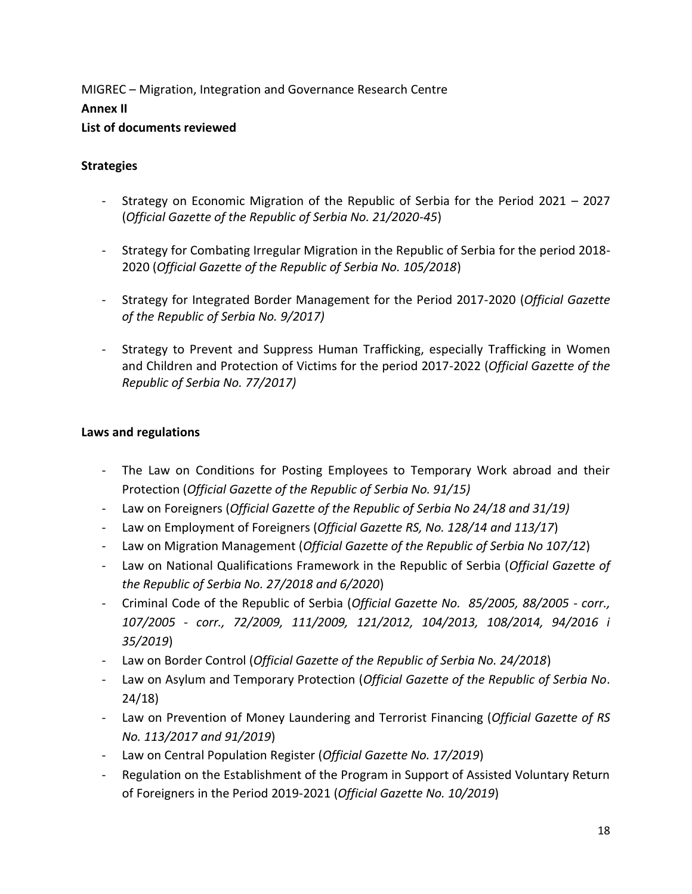MIGREC – Migration, Integration and Governance Research Centre

**Annex II**

**List of documents reviewed**

**Strategies**

- Strategy on Economic Migration of the Republic of Serbia for the Period 2021 – 2027 (*Official Gazette of the Republic of Serbia No. 21/2020-45*)

- Strategy for Combating Irregular Migration in the Republic of Serbia for the period 2018-2020 (*Official Gazette of the Republic of Serbia No. 105/2018*)

- Strategy for Integrated Border Management for the Period 2017-2020 (*Official Gazette of the Republic of Serbia No. 9/2017)*

- Strategy to Prevent and Suppress Human Trafficking, especially Trafficking in Women and Children and Protection of Victims for the period 2017-2022 (*Official Gazette of the Republic of Serbia No. 77/2017)*

**Laws and regulations**

- The Law on Conditions for Posting Employees to Temporary Work abroad and their Protection (*Official Gazette of the Republic of Serbia No. 91/15)*
- Law on Foreigners (*Official Gazette of the Republic of Serbia No 24/18 and 31/19)*
- Law on Employment of Foreigners (*Official Gazette RS, No. 128/14 and 113/17*)
- Law on Migration Management (*Official Gazette of the Republic of Serbia No 107/12*)
- Law on National Qualifications Framework in the Republic of Serbia (*Official Gazette of the Republic of Serbia No. 27/2018 and 6/2020*)
- Criminal Code of the Republic of Serbia (*Official Gazette No. 85/2005, 88/2005 - corr., 107/2005 - corr., 72/2009, 111/2009, 121/2012, 104/2013, 108/2014, 94/2016 i 35/2019*)
- Law on Border Control (*Official Gazette of the Republic of Serbia No. 24/2018*)
- Law on Asylum and Temporary Protection (*Official Gazette of the Republic of Serbia No*. 24/18)
- Law on Prevention of Money Laundering and Terrorist Financing (*Official Gazette of RS No. 113/2017 and 91/2019*)
- Law on Central Population Register (*Official Gazette No. 17/2019*)
- Regulation on the Establishment of the Program in Support of Assisted Voluntary Return of Foreigners in the Period 2019-2021 (*Official Gazette No. 10/2019*)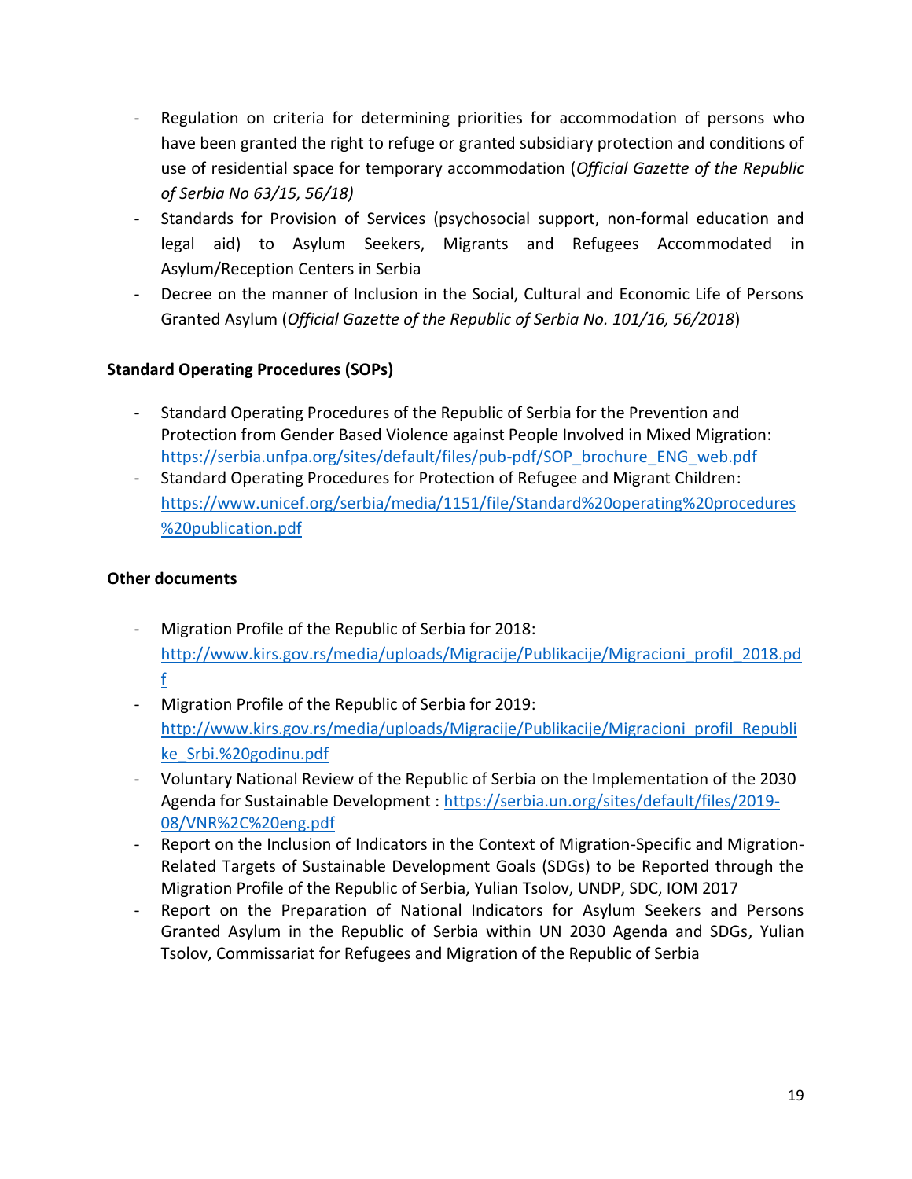- Regulation on criteria for determining priorities for accommodation of persons who have been granted the right to refuge or granted subsidiary protection and conditions of use of residential space for temporary accommodation (*Official Gazette of the Republic of Serbia No 63/15, 56/18)*
- Standards for Provision of Services (psychosocial support, non-formal education and legal aid) to Asylum Seekers, Migrants and Refugees Accommodated in Asylum/Reception Centers in Serbia
- Decree on the manner of Inclusion in the Social, Cultural and Economic Life of Persons Granted Asylum (*Official Gazette of the Republic of Serbia No. 101/16, 56/2018*)

**Standard Operating Procedures (SOPs)**

- Standard Operating Procedures of the Republic of Serbia for the Prevention and Protection from Gender Based Violence against People Involved in Mixed Migration: https://serbia.unfpa.org/sites/default/files/pub-pdf/SOP_brochure_ENG_web.pdf
- Standard Operating Procedures for Protection of Refugee and Migrant Children: https://www.unicef.org/serbia/media/1151/file/Standard%20operating%20procedures%20publication.pdf

**Other documents**

- Migration Profile of the Republic of Serbia for 2018: http://www.kirs.gov.rs/media/uploads/Migracije/Publikacije/Migracioni_profil_2018.pdf
- Migration Profile of the Republic of Serbia for 2019: http://www.kirs.gov.rs/media/uploads/Migracije/Publikacije/Migracioni_profil_Republike_Srbi.%20godinu.pdf
- Voluntary National Review of the Republic of Serbia on the Implementation of the 2030 Agenda for Sustainable Development : https://serbia.un.org/sites/default/files/2019-08/VNR%2C%20eng.pdf
- Report on the Inclusion of Indicators in the Context of Migration-Specific and Migration-Related Targets of Sustainable Development Goals (SDGs) to be Reported through the Migration Profile of the Republic of Serbia, Yulian Tsolov, UNDP, SDC, IOM 2017
- Report on the Preparation of National Indicators for Asylum Seekers and Persons Granted Asylum in the Republic of Serbia within UN 2030 Agenda and SDGs, Yulian Tsolov, Commissariat for Refugees and Migration of the Republic of Serbia